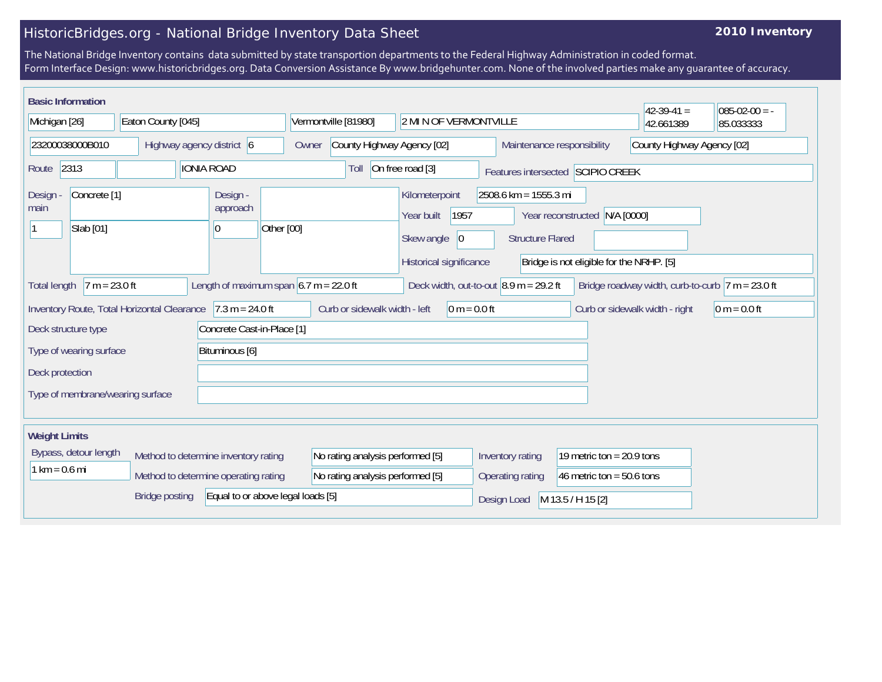# HistoricBridges.org - National Bridge Inventory Data Sheet

**2010 Inventory**

The National Bridge Inventory contains data submitted by state transportion departments to the Federal Highway Administration in coded format.
Form Interface Design: www.historicbridges.org. Data Conversion Assistance By www.bridgehunter.com. None of the involved parties make any guarantee of accuracy.

## Basic Information

| | |
|---|---|
| State | Michigan [26] |
| County | Eaton County [045] |
| Place | Vermontville [81980] |
| Location | 2 MI N OF VERMONTVILLE |
| Latitude | 42-39-41 = 42.661389 |
| Longitude | 085-02-00 = -85.033333 |
| Structure Number | 23200038000B010 |
| Highway agency district | 6 |
| Owner | County Highway Agency [02] |
| Maintenance responsibility | County Highway Agency [02] |
| Route | 2313 |
| Facility | IONIA ROAD |
| Toll | On free road [3] |
| Features intersected | SCIPIO CREEK |
| Design - main | Concrete [1] / 1 / Slab [01] |
| Design - approach | 0 / Other [00] |
| Kilometerpoint | 2508.6 km = 1555.3 mi |
| Year built | 1957 |
| Year reconstructed | N/A [0000] |
| Skew angle | 0 |
| Structure Flared | |
| Historical significance | Bridge is not eligible for the NRHP. [5] |
| Total length | 7 m = 23.0 ft |
| Length of maximum span | 6.7 m = 22.0 ft |
| Deck width, out-to-out | 8.9 m = 29.2 ft |
| Bridge roadway width, curb-to-curb | 7 m = 23.0 ft |
| Inventory Route, Total Horizontal Clearance | 7.3 m = 24.0 ft |
| Curb or sidewalk width - left | 0 m = 0.0 ft |
| Curb or sidewalk width - right | 0 m = 0.0 ft |
| Deck structure type | Concrete Cast-in-Place [1] |
| Type of wearing surface | Bituminous [6] |
| Deck protection | |
| Type of membrane/wearing surface | |

## Weight Limits

| | |
|---|---|
| Bypass, detour length | 1 km = 0.6 mi |
| Method to determine inventory rating | No rating analysis performed [5] |
| Method to determine operating rating | No rating analysis performed [5] |
| Inventory rating | 19 metric ton = 20.9 tons |
| Operating rating | 46 metric ton = 50.6 tons |
| Bridge posting | Equal to or above legal loads [5] |
| Design Load | M 13.5 / H 15 [2] |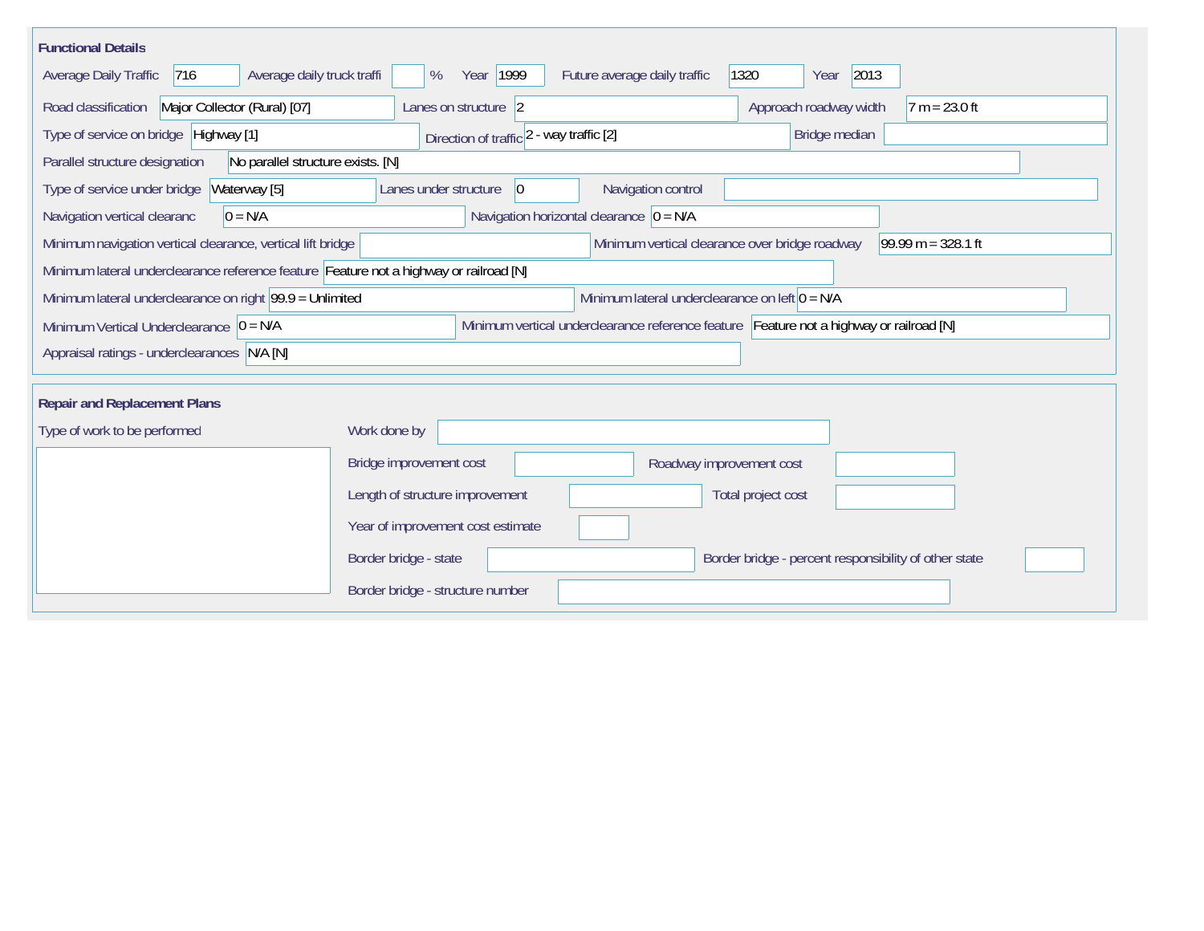## Functional Details

Average Daily Traffic: 716
Average daily truck traffi: %
Year: 1999
Future average daily traffic: 1320
Year: 2013

Road classification: Major Collector (Rural) [07]
Lanes on structure: 2
Approach roadway width: 7 m = 23.0 ft

Type of service on bridge: Highway [1]
Direction of traffic: 2 - way traffic [2]
Bridge median:

Parallel structure designation: No parallel structure exists. [N]

Type of service under bridge: Waterway [5]
Lanes under structure: 0
Navigation control:

Navigation vertical clearanc: 0 = N/A
Navigation horizontal clearance: 0 = N/A

Minimum navigation vertical clearance, vertical lift bridge:
Minimum vertical clearance over bridge roadway: 99.99 m = 328.1 ft

Minimum lateral underclearance reference feature: Feature not a highway or railroad [N]

Minimum lateral underclearance on right: 99.9 = Unlimited
Minimum lateral underclearance on left: 0 = N/A

Minimum Vertical Underclearance: 0 = N/A
Minimum vertical underclearance reference feature: Feature not a highway or railroad [N]

Appraisal ratings - underclearances: N/A [N]

## Repair and Replacement Plans

Type of work to be performed:

Work done by:

Bridge improvement cost:
Roadway improvement cost:

Length of structure improvement:
Total project cost:

Year of improvement cost estimate:

Border bridge - state:
Border bridge - percent responsibility of other state:

Border bridge - structure number: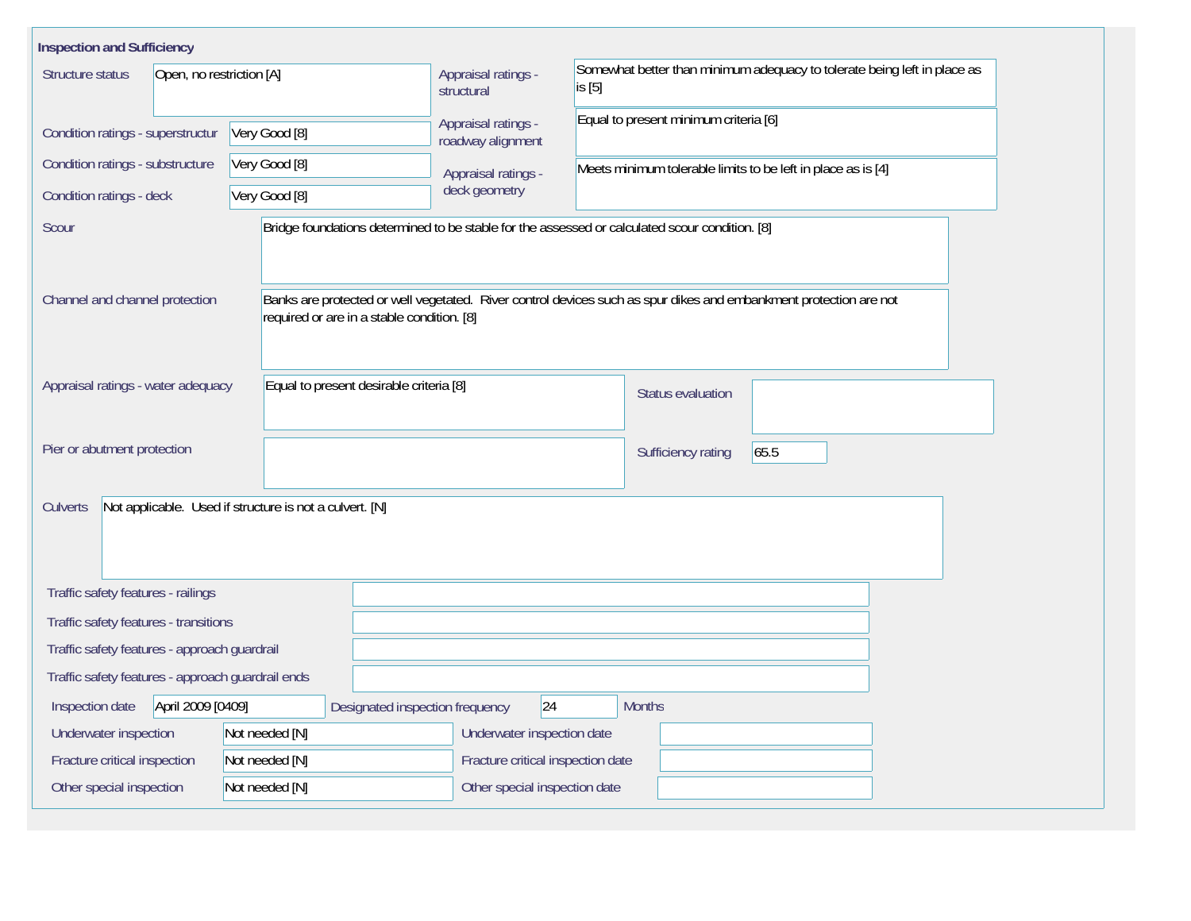## Inspection and Sufficiency

| | |
|---|---|
| Structure status | Open, no restriction [A] |
| Appraisal ratings - structural | Somewhat better than minimum adequacy to tolerate being left in place as is [5] |
| Condition ratings - superstructur | Very Good [8] |
| Condition ratings - substructure | Very Good [8] |
| Condition ratings - deck | Very Good [8] |
| Appraisal ratings - roadway alignment | Equal to present minimum criteria [6] |
| Appraisal ratings - deck geometry | Meets minimum tolerable limits to be left in place as is [4] |
| Scour | Bridge foundations determined to be stable for the assessed or calculated scour condition. [8] |
| Channel and channel protection | Banks are protected or well vegetated. River control devices such as spur dikes and embankment protection are not required or are in a stable condition. [8] |
| Appraisal ratings - water adequacy | Equal to present desirable criteria [8] |
| Status evaluation | |
| Pier or abutment protection | |
| Sufficiency rating | 65.5 |
| Culverts | Not applicable. Used if structure is not a culvert. [N] |
| Traffic safety features - railings | |
| Traffic safety features - transitions | |
| Traffic safety features - approach guardrail | |
| Traffic safety features - approach guardrail ends | |
| Inspection date | April 2009 [0409] |
| Designated inspection frequency | 24 Months |
| Underwater inspection | Not needed [N] |
| Underwater inspection date | |
| Fracture critical inspection | Not needed [N] |
| Fracture critical inspection date | |
| Other special inspection | Not needed [N] |
| Other special inspection date | |